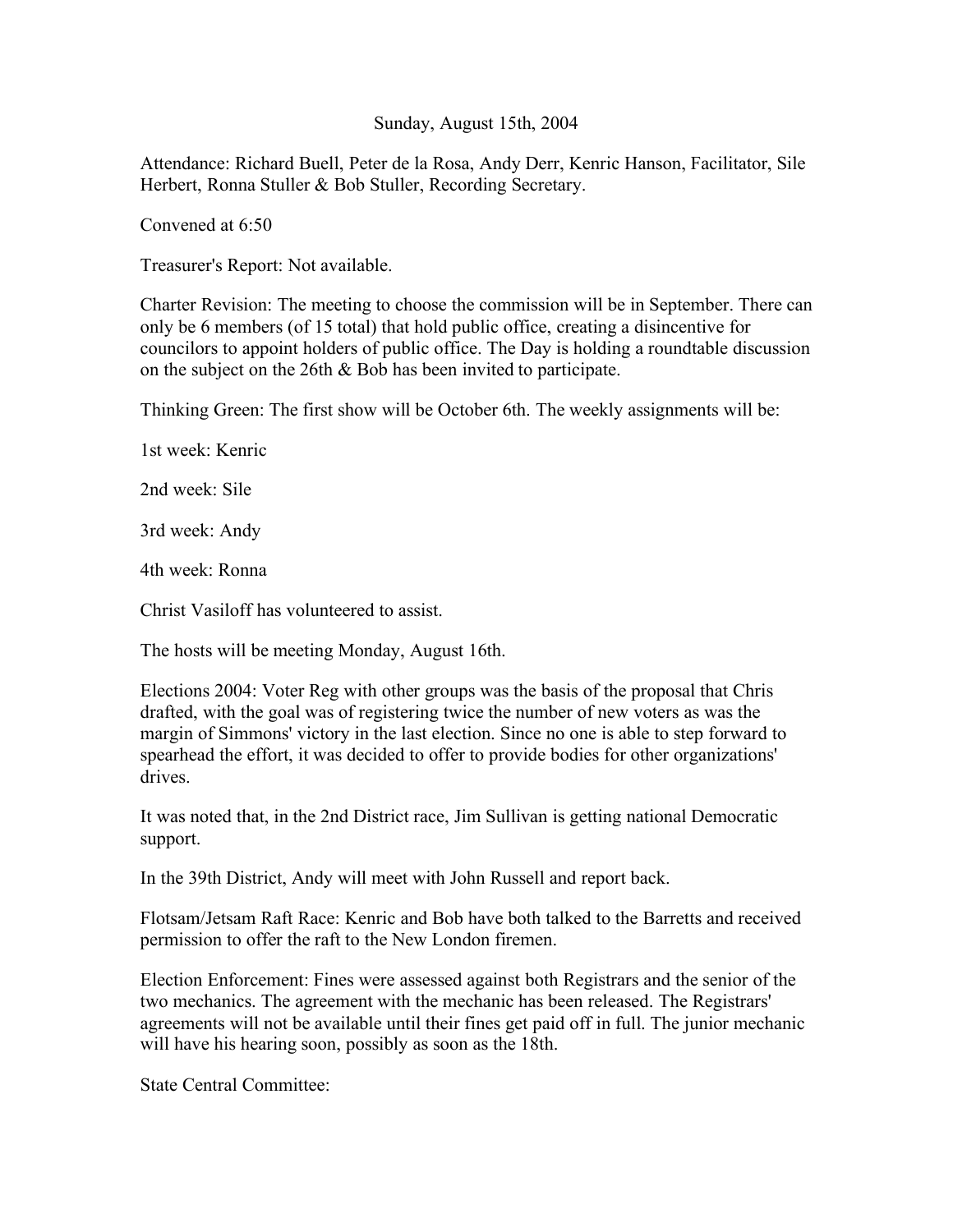Sunday, August 15th, 2004

Attendance: Richard Buell, Peter de la Rosa, Andy Derr, Kenric Hanson, Facilitator, Sile Herbert, Ronna Stuller & Bob Stuller, Recording Secretary.

Convened at 6:50

Treasurer's Report: Not available.

Charter Revision: The meeting to choose the commission will be in September. There can only be 6 members (of 15 total) that hold public office, creating a disincentive for councilors to appoint holders of public office. The Day is holding a roundtable discussion on the subject on the 26th & Bob has been invited to participate.

Thinking Green: The first show will be October 6th. The weekly assignments will be:

1st week: Kenric

2nd week: Sile

3rd week: Andy

4th week: Ronna

Christ Vasiloff has volunteered to assist.

The hosts will be meeting Monday, August 16th.

Elections 2004: Voter Reg with other groups was the basis of the proposal that Chris drafted, with the goal was of registering twice the number of new voters as was the margin of Simmons' victory in the last election. Since no one is able to step forward to spearhead the effort, it was decided to offer to provide bodies for other organizations' drives.

It was noted that, in the 2nd District race, Jim Sullivan is getting national Democratic support.

In the 39th District, Andy will meet with John Russell and report back.

Flotsam/Jetsam Raft Race: Kenric and Bob have both talked to the Barretts and received permission to offer the raft to the New London firemen.

Election Enforcement: Fines were assessed against both Registrars and the senior of the two mechanics. The agreement with the mechanic has been released. The Registrars' agreements will not be available until their fines get paid off in full. The junior mechanic will have his hearing soon, possibly as soon as the 18th.

State Central Committee: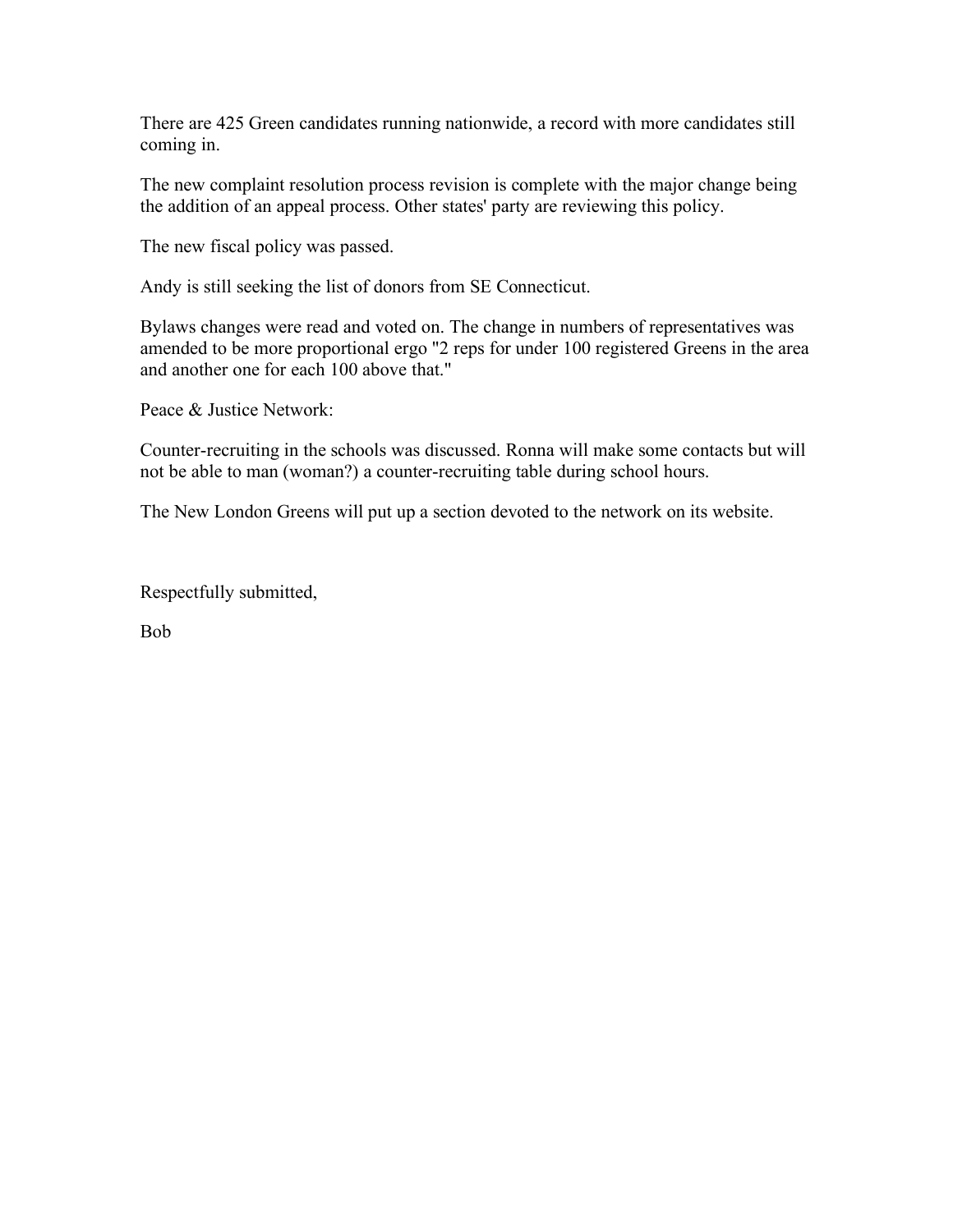There are 425 Green candidates running nationwide, a record with more candidates still coming in.

The new complaint resolution process revision is complete with the major change being the addition of an appeal process. Other states' party are reviewing this policy.

The new fiscal policy was passed.

Andy is still seeking the list of donors from SE Connecticut.

Bylaws changes were read and voted on. The change in numbers of representatives was amended to be more proportional ergo "2 reps for under 100 registered Greens in the area and another one for each 100 above that."

Peace & Justice Network:

Counter-recruiting in the schools was discussed. Ronna will make some contacts but will not be able to man (woman?) a counter-recruiting table during school hours.

The New London Greens will put up a section devoted to the network on its website.

Respectfully submitted,

Bob